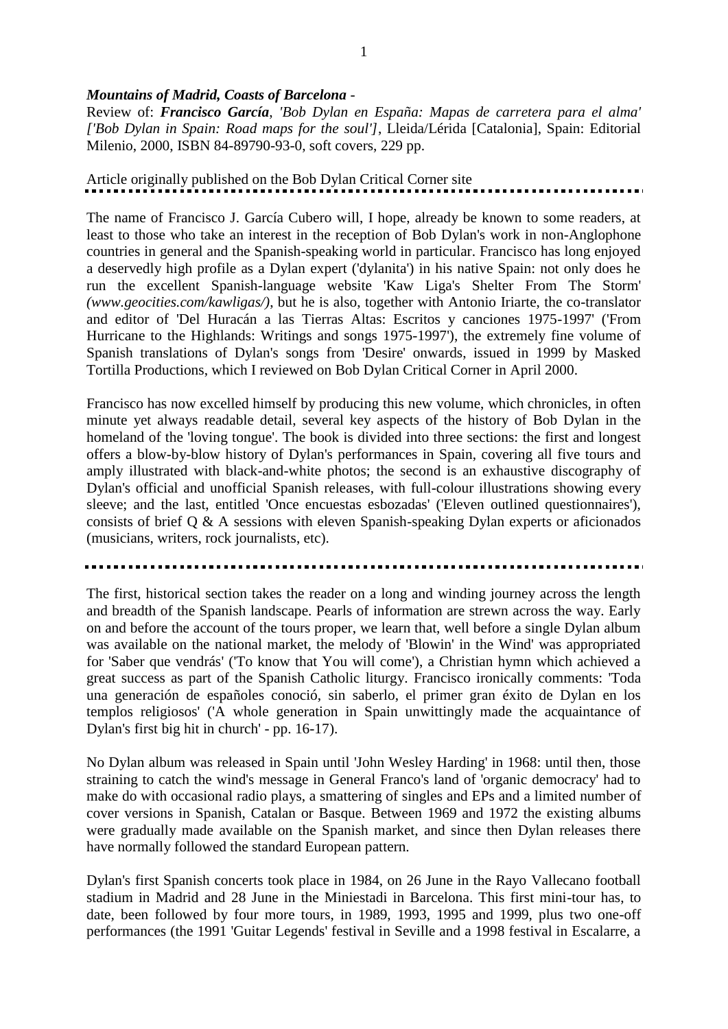***Mountains of Madrid, Coasts of Barcelona*** -
Review of: ***Francisco García***, *'Bob Dylan en España: Mapas de carretera para el alma' ['Bob Dylan in Spain: Road maps for the soul']*, Lleida/Lérida [Catalonia], Spain: Editorial Milenio, 2000, ISBN 84-89790-93-0, soft covers, 229 pp.

Article originally published on the Bob Dylan Critical Corner site

---

The name of Francisco J. García Cubero will, I hope, already be known to some readers, at least to those who take an interest in the reception of Bob Dylan's work in non-Anglophone countries in general and the Spanish-speaking world in particular. Francisco has long enjoyed a deservedly high profile as a Dylan expert ('dylanita') in his native Spain: not only does he run the excellent Spanish-language website 'Kaw Liga's Shelter From The Storm' *(www.geocities.com/kawligas/)*, but he is also, together with Antonio Iriarte, the co-translator and editor of 'Del Huracán a las Tierras Altas: Escritos y canciones 1975-1997' ('From Hurricane to the Highlands: Writings and songs 1975-1997'), the extremely fine volume of Spanish translations of Dylan's songs from 'Desire' onwards, issued in 1999 by Masked Tortilla Productions, which I reviewed on Bob Dylan Critical Corner in April 2000.

Francisco has now excelled himself by producing this new volume, which chronicles, in often minute yet always readable detail, several key aspects of the history of Bob Dylan in the homeland of the 'loving tongue'. The book is divided into three sections: the first and longest offers a blow-by-blow history of Dylan's performances in Spain, covering all five tours and amply illustrated with black-and-white photos; the second is an exhaustive discography of Dylan's official and unofficial Spanish releases, with full-colour illustrations showing every sleeve; and the last, entitled 'Once encuestas esbozadas' ('Eleven outlined questionnaires'), consists of brief Q & A sessions with eleven Spanish-speaking Dylan experts or aficionados (musicians, writers, rock journalists, etc).

---

The first, historical section takes the reader on a long and winding journey across the length and breadth of the Spanish landscape. Pearls of information are strewn across the way. Early on and before the account of the tours proper, we learn that, well before a single Dylan album was available on the national market, the melody of 'Blowin' in the Wind' was appropriated for 'Saber que vendrás' ('To know that You will come'), a Christian hymn which achieved a great success as part of the Spanish Catholic liturgy. Francisco ironically comments: 'Toda una generación de españoles conoció, sin saberlo, el primer gran éxito de Dylan en los templos religiosos' ('A whole generation in Spain unwittingly made the acquaintance of Dylan's first big hit in church' - pp. 16-17).

No Dylan album was released in Spain until 'John Wesley Harding' in 1968: until then, those straining to catch the wind's message in General Franco's land of 'organic democracy' had to make do with occasional radio plays, a smattering of singles and EPs and a limited number of cover versions in Spanish, Catalan or Basque. Between 1969 and 1972 the existing albums were gradually made available on the Spanish market, and since then Dylan releases there have normally followed the standard European pattern.

Dylan's first Spanish concerts took place in 1984, on 26 June in the Rayo Vallecano football stadium in Madrid and 28 June in the Miniestadi in Barcelona. This first mini-tour has, to date, been followed by four more tours, in 1989, 1993, 1995 and 1999, plus two one-off performances (the 1991 'Guitar Legends' festival in Seville and a 1998 festival in Escalarre, a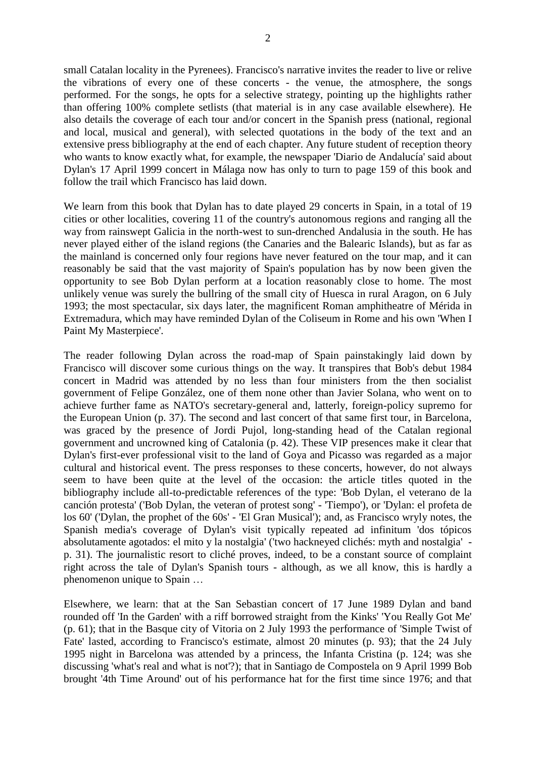small Catalan locality in the Pyrenees). Francisco's narrative invites the reader to live or relive the vibrations of every one of these concerts - the venue, the atmosphere, the songs performed. For the songs, he opts for a selective strategy, pointing up the highlights rather than offering 100% complete setlists (that material is in any case available elsewhere). He also details the coverage of each tour and/or concert in the Spanish press (national, regional and local, musical and general), with selected quotations in the body of the text and an extensive press bibliography at the end of each chapter. Any future student of reception theory who wants to know exactly what, for example, the newspaper 'Diario de Andalucía' said about Dylan's 17 April 1999 concert in Málaga now has only to turn to page 159 of this book and follow the trail which Francisco has laid down.

We learn from this book that Dylan has to date played 29 concerts in Spain, in a total of 19 cities or other localities, covering 11 of the country's autonomous regions and ranging all the way from rainswept Galicia in the north-west to sun-drenched Andalusia in the south. He has never played either of the island regions (the Canaries and the Balearic Islands), but as far as the mainland is concerned only four regions have never featured on the tour map, and it can reasonably be said that the vast majority of Spain's population has by now been given the opportunity to see Bob Dylan perform at a location reasonably close to home. The most unlikely venue was surely the bullring of the small city of Huesca in rural Aragon, on 6 July 1993; the most spectacular, six days later, the magnificent Roman amphitheatre of Mérida in Extremadura, which may have reminded Dylan of the Coliseum in Rome and his own 'When I Paint My Masterpiece'.

The reader following Dylan across the road-map of Spain painstakingly laid down by Francisco will discover some curious things on the way. It transpires that Bob's debut 1984 concert in Madrid was attended by no less than four ministers from the then socialist government of Felipe González, one of them none other than Javier Solana, who went on to achieve further fame as NATO's secretary-general and, latterly, foreign-policy supremo for the European Union (p. 37). The second and last concert of that same first tour, in Barcelona, was graced by the presence of Jordi Pujol, long-standing head of the Catalan regional government and uncrowned king of Catalonia (p. 42). These VIP presences make it clear that Dylan's first-ever professional visit to the land of Goya and Picasso was regarded as a major cultural and historical event. The press responses to these concerts, however, do not always seem to have been quite at the level of the occasion: the article titles quoted in the bibliography include all-to-predictable references of the type: 'Bob Dylan, el veterano de la canción protesta' ('Bob Dylan, the veteran of protest song' - 'Tiempo'), or 'Dylan: el profeta de los 60' ('Dylan, the prophet of the 60s' - 'El Gran Musical'); and, as Francisco wryly notes, the Spanish media's coverage of Dylan's visit typically repeated ad infinitum 'dos tópicos absolutamente agotados: el mito y la nostalgia' ('two hackneyed clichés: myth and nostalgia' - p. 31). The journalistic resort to cliché proves, indeed, to be a constant source of complaint right across the tale of Dylan's Spanish tours - although, as we all know, this is hardly a phenomenon unique to Spain …

Elsewhere, we learn: that at the San Sebastian concert of 17 June 1989 Dylan and band rounded off 'In the Garden' with a riff borrowed straight from the Kinks' 'You Really Got Me' (p. 61); that in the Basque city of Vitoria on 2 July 1993 the performance of 'Simple Twist of Fate' lasted, according to Francisco's estimate, almost 20 minutes (p. 93); that the 24 July 1995 night in Barcelona was attended by a princess, the Infanta Cristina (p. 124; was she discussing 'what's real and what is not'?); that in Santiago de Compostela on 9 April 1999 Bob brought '4th Time Around' out of his performance hat for the first time since 1976; and that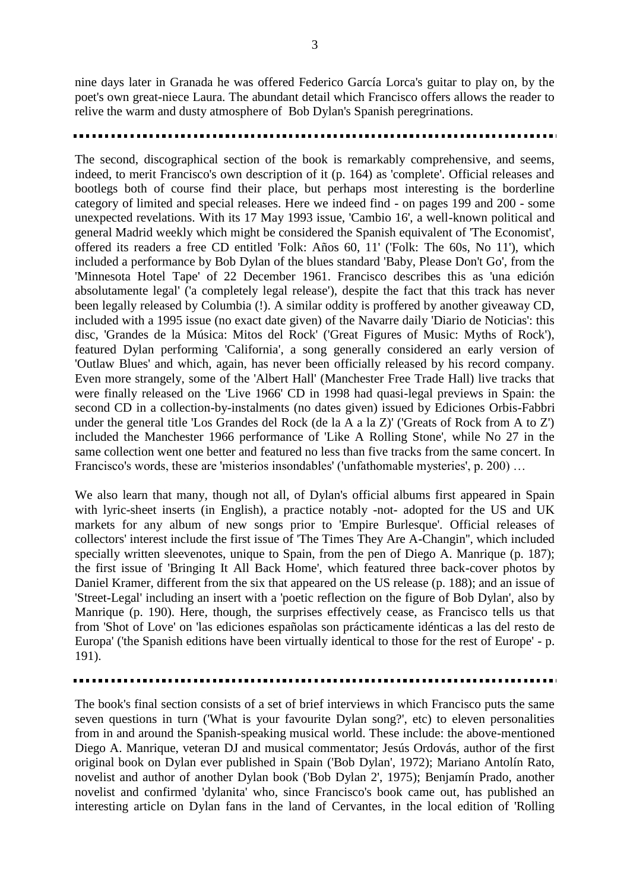nine days later in Granada he was offered Federico García Lorca's guitar to play on, by the poet's own great-niece Laura. The abundant detail which Francisco offers allows the reader to relive the warm and dusty atmosphere of Bob Dylan's Spanish peregrinations.

---

The second, discographical section of the book is remarkably comprehensive, and seems, indeed, to merit Francisco's own description of it (p. 164) as 'complete'. Official releases and bootlegs both of course find their place, but perhaps most interesting is the borderline category of limited and special releases. Here we indeed find - on pages 199 and 200 - some unexpected revelations. With its 17 May 1993 issue, 'Cambio 16', a well-known political and general Madrid weekly which might be considered the Spanish equivalent of 'The Economist', offered its readers a free CD entitled 'Folk: Años 60, 11' ('Folk: The 60s, No 11'), which included a performance by Bob Dylan of the blues standard 'Baby, Please Don't Go', from the 'Minnesota Hotel Tape' of 22 December 1961. Francisco describes this as 'una edición absolutamente legal' ('a completely legal release'), despite the fact that this track has never been legally released by Columbia (!). A similar oddity is proffered by another giveaway CD, included with a 1995 issue (no exact date given) of the Navarre daily 'Diario de Noticias': this disc, 'Grandes de la Música: Mitos del Rock' ('Great Figures of Music: Myths of Rock'), featured Dylan performing 'California', a song generally considered an early version of 'Outlaw Blues' and which, again, has never been officially released by his record company. Even more strangely, some of the 'Albert Hall' (Manchester Free Trade Hall) live tracks that were finally released on the 'Live 1966' CD in 1998 had quasi-legal previews in Spain: the second CD in a collection-by-instalments (no dates given) issued by Ediciones Orbis-Fabbri under the general title 'Los Grandes del Rock (de la A a la Z)' ('Greats of Rock from A to Z') included the Manchester 1966 performance of 'Like A Rolling Stone', while No 27 in the same collection went one better and featured no less than five tracks from the same concert. In Francisco's words, these are 'misterios insondables' ('unfathomable mysteries', p. 200) …

We also learn that many, though not all, of Dylan's official albums first appeared in Spain with lyric-sheet inserts (in English), a practice notably -not- adopted for the US and UK markets for any album of new songs prior to 'Empire Burlesque'. Official releases of collectors' interest include the first issue of 'The Times They Are A-Changin'', which included specially written sleevenotes, unique to Spain, from the pen of Diego A. Manrique (p. 187); the first issue of 'Bringing It All Back Home', which featured three back-cover photos by Daniel Kramer, different from the six that appeared on the US release (p. 188); and an issue of 'Street-Legal' including an insert with a 'poetic reflection on the figure of Bob Dylan', also by Manrique (p. 190). Here, though, the surprises effectively cease, as Francisco tells us that from 'Shot of Love' on 'las ediciones españolas son prácticamente idénticas a las del resto de Europa' ('the Spanish editions have been virtually identical to those for the rest of Europe' - p. 191).

---

The book's final section consists of a set of brief interviews in which Francisco puts the same seven questions in turn ('What is your favourite Dylan song?', etc) to eleven personalities from in and around the Spanish-speaking musical world. These include: the above-mentioned Diego A. Manrique, veteran DJ and musical commentator; Jesús Ordovás, author of the first original book on Dylan ever published in Spain ('Bob Dylan', 1972); Mariano Antolín Rato, novelist and author of another Dylan book ('Bob Dylan 2', 1975); Benjamín Prado, another novelist and confirmed 'dylanita' who, since Francisco's book came out, has published an interesting article on Dylan fans in the land of Cervantes, in the local edition of 'Rolling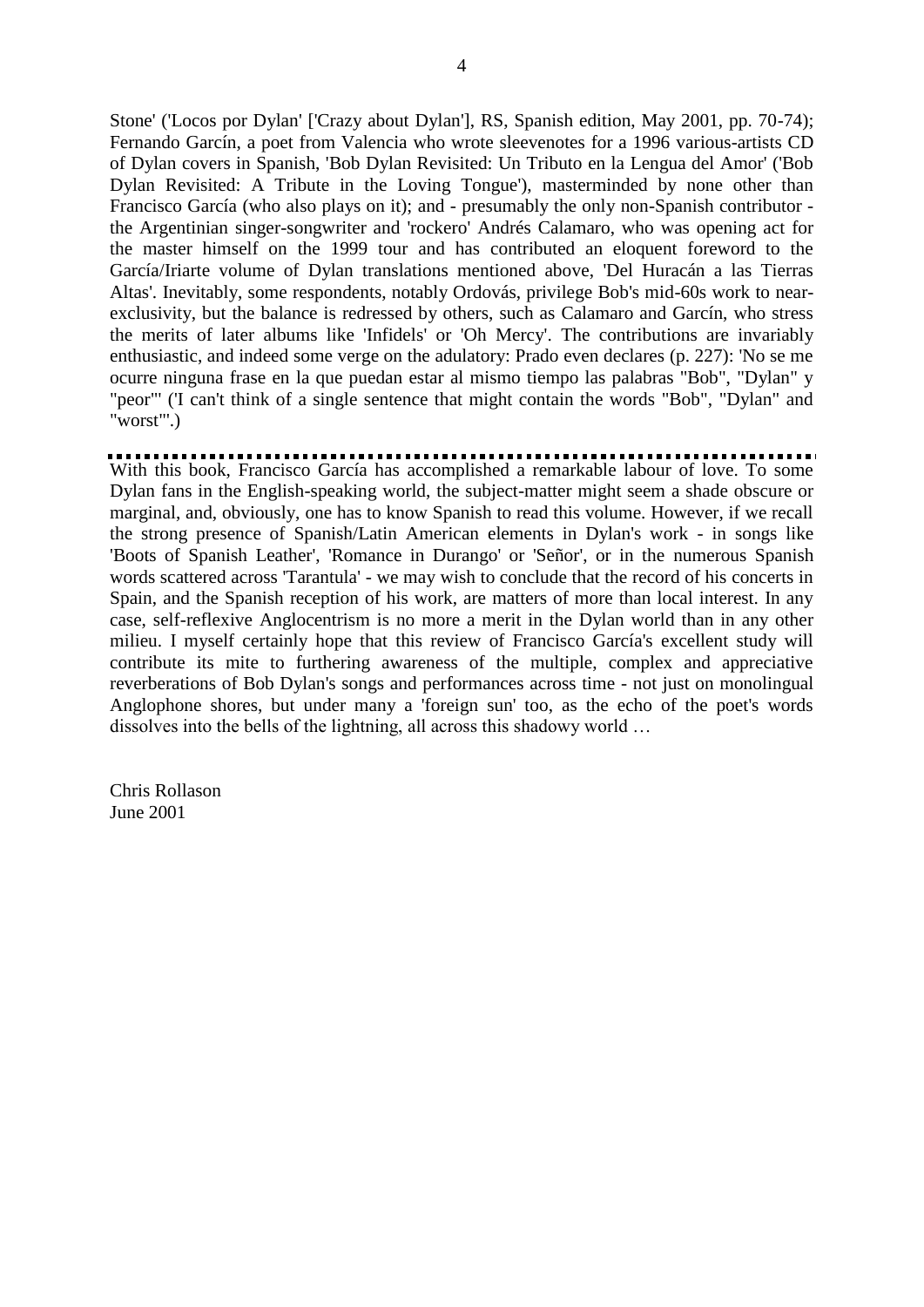Stone' ('Locos por Dylan' ['Crazy about Dylan'], RS, Spanish edition, May 2001, pp. 70-74); Fernando Garcín, a poet from Valencia who wrote sleevenotes for a 1996 various-artists CD of Dylan covers in Spanish, 'Bob Dylan Revisited: Un Tributo en la Lengua del Amor' ('Bob Dylan Revisited: A Tribute in the Loving Tongue'), masterminded by none other than Francisco García (who also plays on it); and - presumably the only non-Spanish contributor - the Argentinian singer-songwriter and 'rockero' Andrés Calamaro, who was opening act for the master himself on the 1999 tour and has contributed an eloquent foreword to the García/Iriarte volume of Dylan translations mentioned above, 'Del Huracán a las Tierras Altas'. Inevitably, some respondents, notably Ordovás, privilege Bob's mid-60s work to near-exclusivity, but the balance is redressed by others, such as Calamaro and Garcín, who stress the merits of later albums like 'Infidels' or 'Oh Mercy'. The contributions are invariably enthusiastic, and indeed some verge on the adulatory: Prado even declares (p. 227): 'No se me ocurre ninguna frase en la que puedan estar al mismo tiempo las palabras "Bob", "Dylan" y "peor"' ('I can't think of a single sentence that might contain the words "Bob", "Dylan" and "worst"'.)

---

With this book, Francisco García has accomplished a remarkable labour of love. To some Dylan fans in the English-speaking world, the subject-matter might seem a shade obscure or marginal, and, obviously, one has to know Spanish to read this volume. However, if we recall the strong presence of Spanish/Latin American elements in Dylan's work - in songs like 'Boots of Spanish Leather', 'Romance in Durango' or 'Señor', or in the numerous Spanish words scattered across 'Tarantula' - we may wish to conclude that the record of his concerts in Spain, and the Spanish reception of his work, are matters of more than local interest. In any case, self-reflexive Anglocentrism is no more a merit in the Dylan world than in any other milieu. I myself certainly hope that this review of Francisco García's excellent study will contribute its mite to furthering awareness of the multiple, complex and appreciative reverberations of Bob Dylan's songs and performances across time - not just on monolingual Anglophone shores, but under many a 'foreign sun' too, as the echo of the poet's words dissolves into the bells of the lightning, all across this shadowy world …

Chris Rollason
June 2001